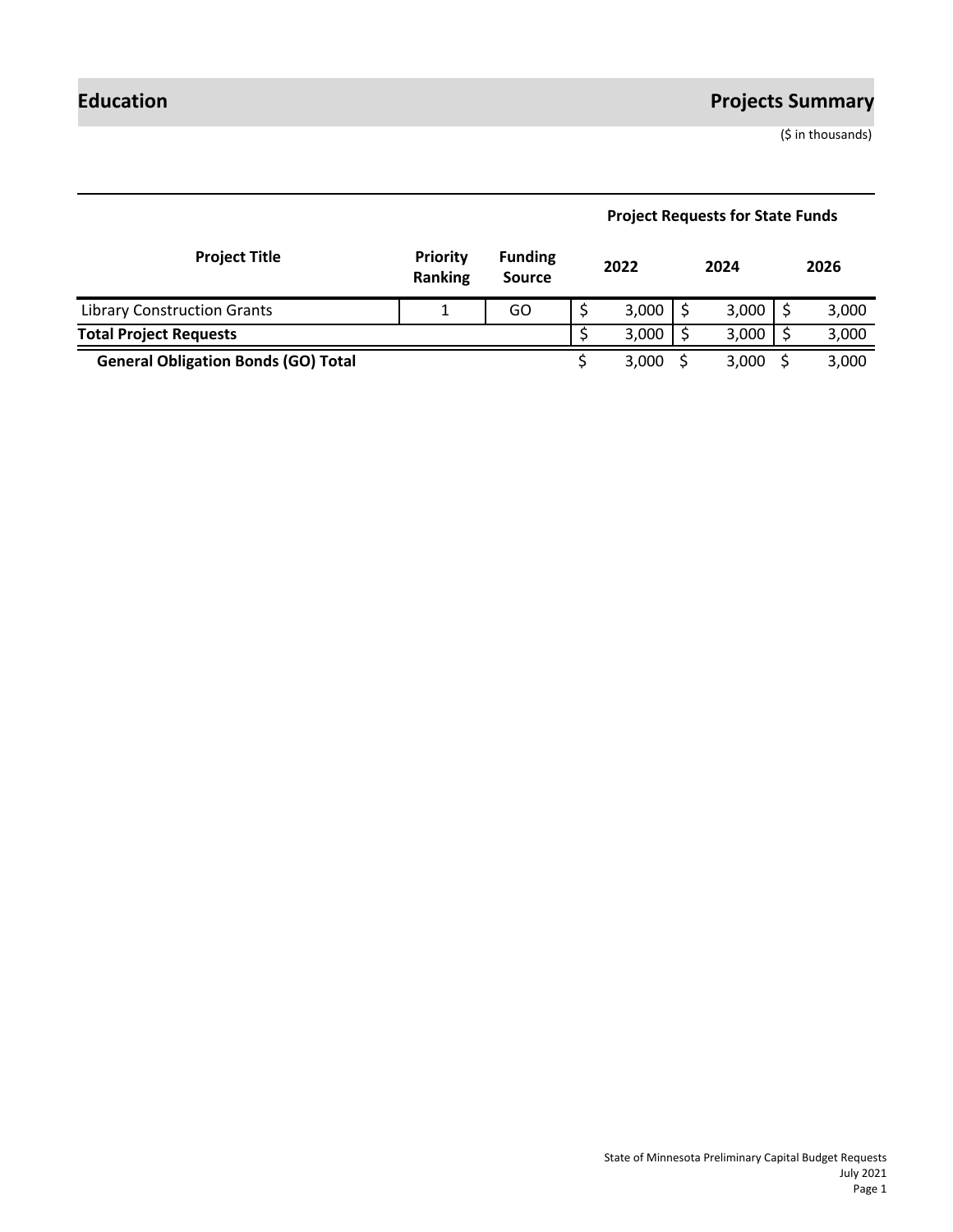# Education

# Projects Summary

($ in thousands)

| Project Title | Priority Ranking | Funding Source | Project Requests for State Funds | | |
|---|---|---|---|---|---|
| | | | 2022 | 2024 | 2026 |
| Library Construction Grants | 1 | GO | $ 3,000 | $ 3,000 | $ 3,000 |
| **Total Project Requests** | | | $ 3,000 | $ 3,000 | $ 3,000 |
| **General Obligation Bonds (GO) Total** | | | $ 3,000 | $ 3,000 | $ 3,000 |

State of Minnesota Preliminary Capital Budget Requests
July 2021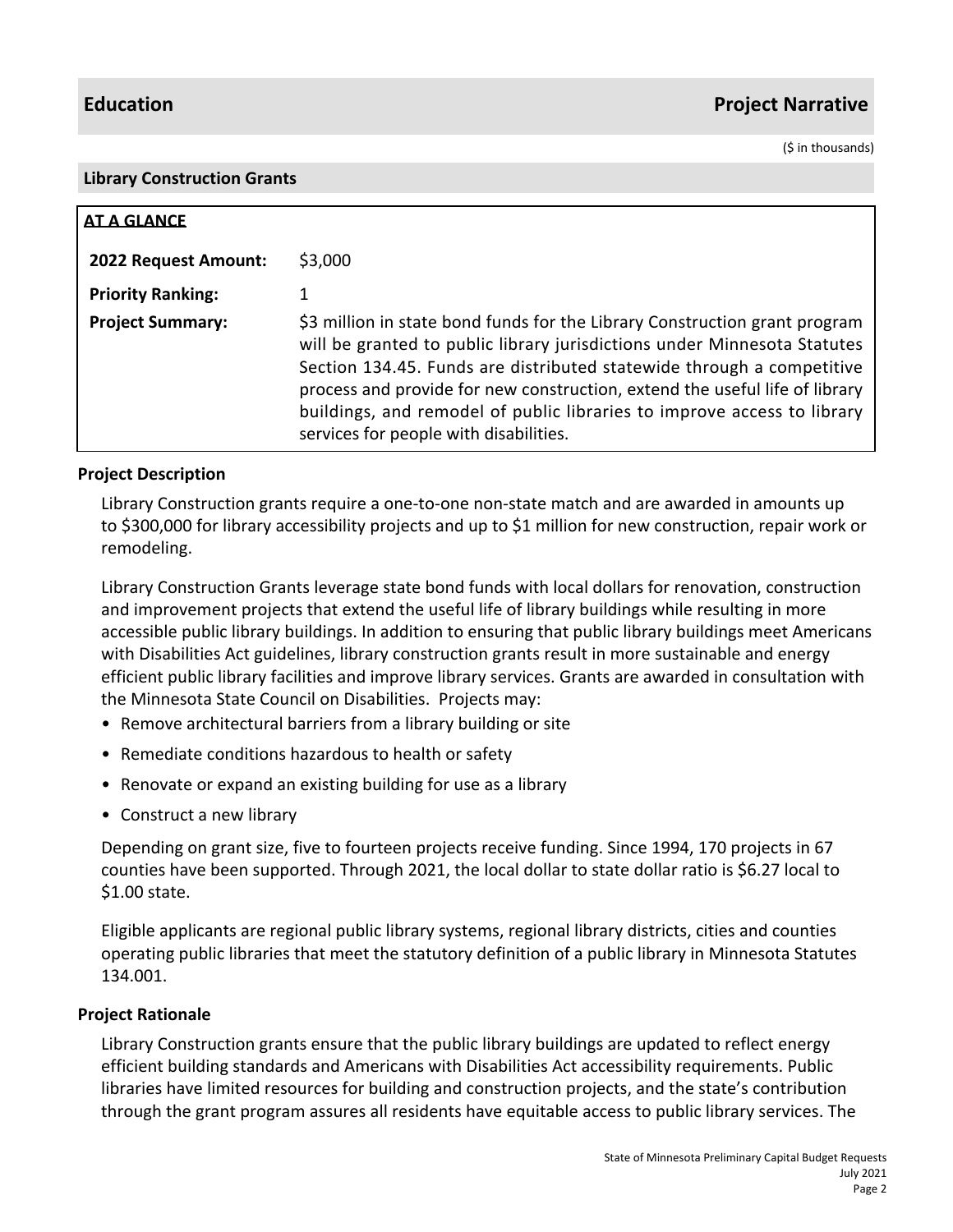## Education — Project Narrative

($ in thousands)

### Library Construction Grants

**AT A GLANCE**

| | |
|---|---|
| **2022 Request Amount:** | $3,000 |
| **Priority Ranking:** | 1 |
| **Project Summary:** | $3 million in state bond funds for the Library Construction grant program will be granted to public library jurisdictions under Minnesota Statutes Section 134.45. Funds are distributed statewide through a competitive process and provide for new construction, extend the useful life of library buildings, and remodel of public libraries to improve access to library services for people with disabilities. |

**Project Description**

Library Construction grants require a one-to-one non-state match and are awarded in amounts up to $300,000 for library accessibility projects and up to $1 million for new construction, repair work or remodeling.

Library Construction Grants leverage state bond funds with local dollars for renovation, construction and improvement projects that extend the useful life of library buildings while resulting in more accessible public library buildings. In addition to ensuring that public library buildings meet Americans with Disabilities Act guidelines, library construction grants result in more sustainable and energy efficient public library facilities and improve library services. Grants are awarded in consultation with the Minnesota State Council on Disabilities. Projects may:

- Remove architectural barriers from a library building or site
- Remediate conditions hazardous to health or safety
- Renovate or expand an existing building for use as a library
- Construct a new library

Depending on grant size, five to fourteen projects receive funding. Since 1994, 170 projects in 67 counties have been supported. Through 2021, the local dollar to state dollar ratio is $6.27 local to $1.00 state.

Eligible applicants are regional public library systems, regional library districts, cities and counties operating public libraries that meet the statutory definition of a public library in Minnesota Statutes 134.001.

**Project Rationale**

Library Construction grants ensure that the public library buildings are updated to reflect energy efficient building standards and Americans with Disabilities Act accessibility requirements. Public libraries have limited resources for building and construction projects, and the state's contribution through the grant program assures all residents have equitable access to public library services. The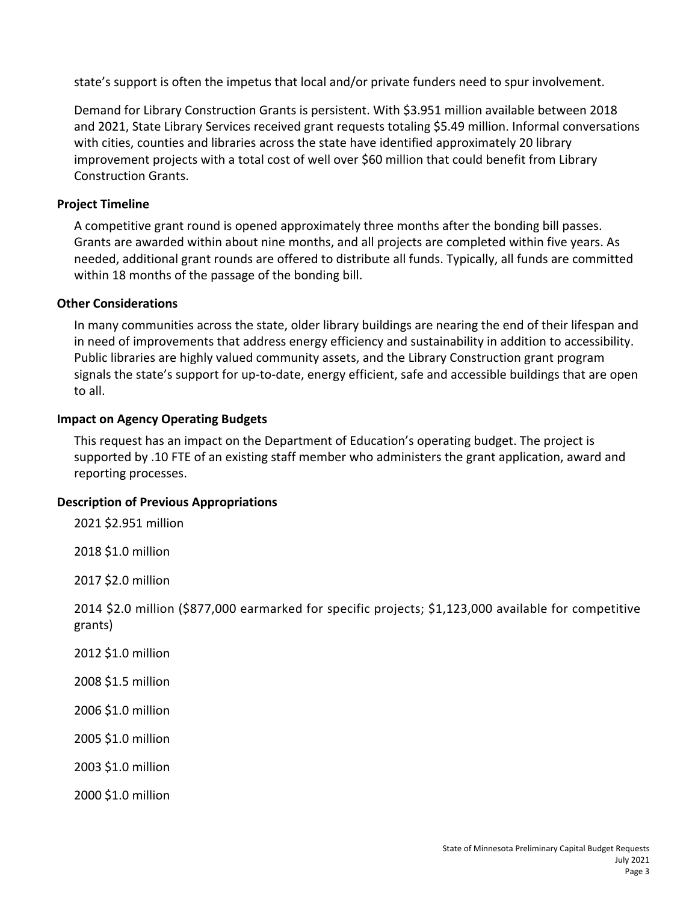state's support is often the impetus that local and/or private funders need to spur involvement.

Demand for Library Construction Grants is persistent. With $3.951 million available between 2018 and 2021, State Library Services received grant requests totaling $5.49 million. Informal conversations with cities, counties and libraries across the state have identified approximately 20 library improvement projects with a total cost of well over $60 million that could benefit from Library Construction Grants.

**Project Timeline**

A competitive grant round is opened approximately three months after the bonding bill passes. Grants are awarded within about nine months, and all projects are completed within five years. As needed, additional grant rounds are offered to distribute all funds. Typically, all funds are committed within 18 months of the passage of the bonding bill.

**Other Considerations**

In many communities across the state, older library buildings are nearing the end of their lifespan and in need of improvements that address energy efficiency and sustainability in addition to accessibility. Public libraries are highly valued community assets, and the Library Construction grant program signals the state's support for up-to-date, energy efficient, safe and accessible buildings that are open to all.

**Impact on Agency Operating Budgets**

This request has an impact on the Department of Education's operating budget. The project is supported by .10 FTE of an existing staff member who administers the grant application, award and reporting processes.

**Description of Previous Appropriations**

2021 $2.951 million

2018 $1.0 million

2017 $2.0 million

2014 $2.0 million ($877,000 earmarked for specific projects; $1,123,000 available for competitive grants)

2012 $1.0 million

2008 $1.5 million

2006 $1.0 million

2005 $1.0 million

2003 $1.0 million

2000 $1.0 million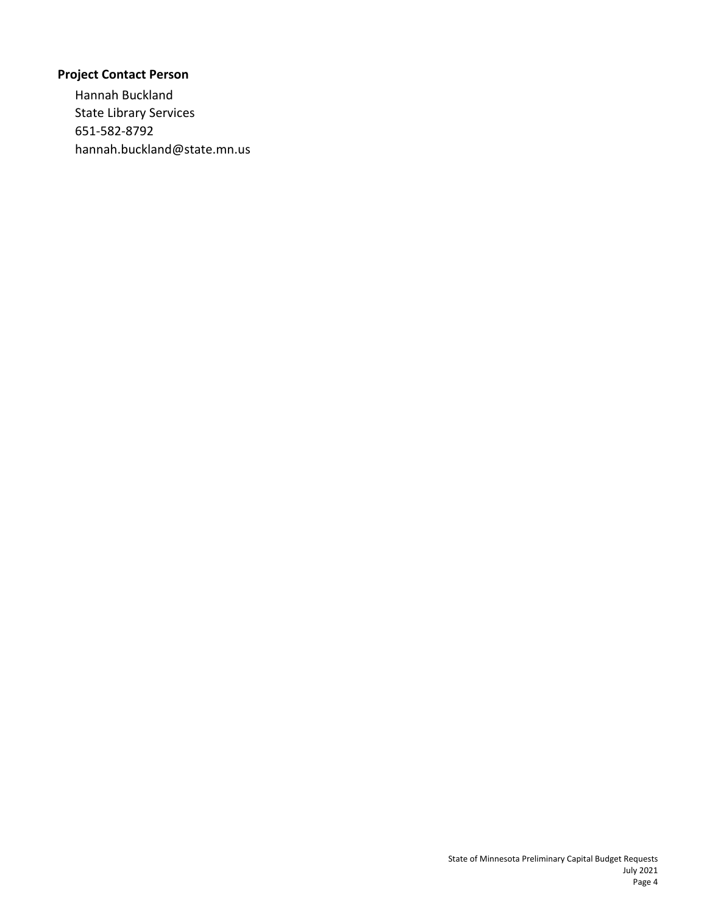### Project Contact Person

Hannah Buckland
State Library Services
651-582-8792
hannah.buckland@state.mn.us